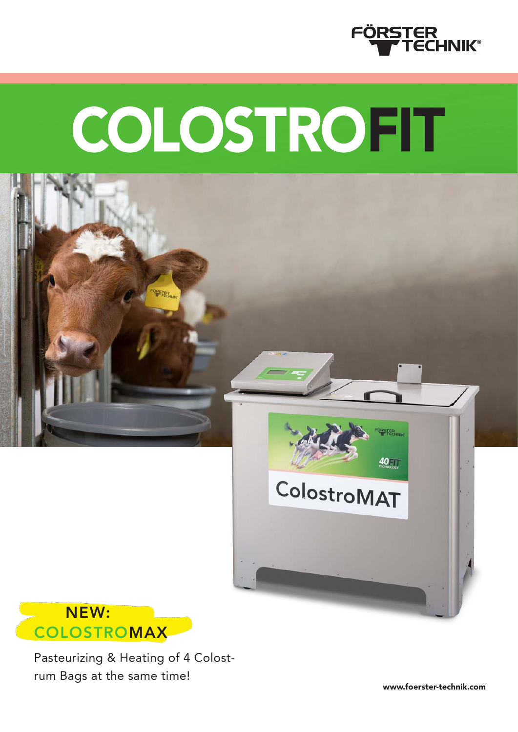# COLOSTROFIT

**NEW:**
**COLOSTROMAX**

Pasteurizing & Heating of 4 Colostrum Bags at the same time!

www.foerster-technik.com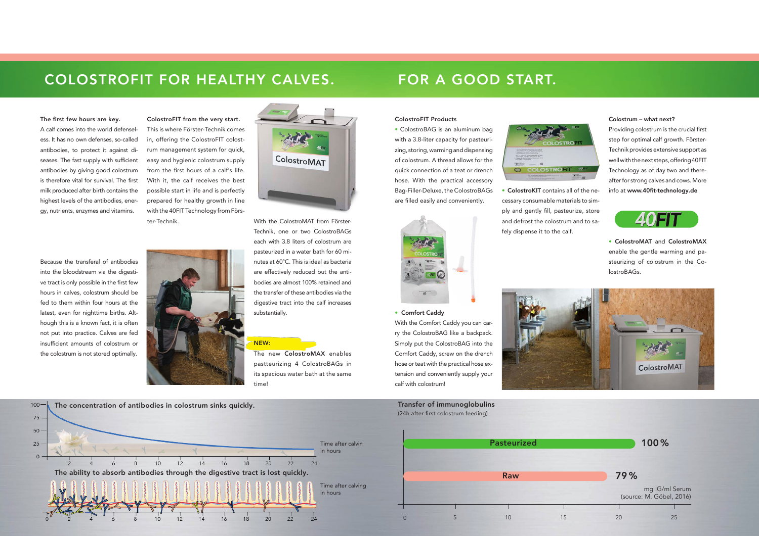# COLOSTROFIT FOR HEALTHY CALVES.

**The first few hours are key.**

A calf comes into the world defenseless. It has no own defenses, so-called antibodies, to protect it against diseases. The fast supply with sufficient antibodies by giving good colostrum is therefore vital for survival. The first milk produced after birth contains the highest levels of the antibodies, energy, nutrients, enzymes and vitamins.

Because the transferal of antibodies into the bloodstream via the digestive tract is only possible in the first few hours in calves, colostrum should be fed to them within four hours at the latest, even for nighttime births. Although this is a known fact, it is often not put into practice. Calves are fed insufficient amounts of colostrum or the colostrum is not stored optimally.

**ColostroFIT from the very start.**

This is where Förster-Technik comes in, offering the ColostroFIT colostrum management system for quick, easy and hygienic colostrum supply from the first hours of a calf's life. With it, the calf receives the best possible start in life and is perfectly prepared for healthy growth in line with the 40FIT Technology from Förster-Technik.

With the ColostroMAT from Förster-Technik, one or two ColostroBAGs each with 3.8 liters of colostrum are pasteurized in a water bath for 60 minutes at 60°C. This is ideal as bacteria are effectively reduced but the antibodies are almost 100% retained and the transfer of these antibodies via the digestive tract into the calf increases substantially.

**NEW:**

The new **ColostroMAX** enables pastteurizing 4 ColostroBAGs in its spacious water bath at the same time!

**The concentration of antibodies in colostrum sinks quickly.**

Time after calvin in hours

**The ability to absorb antibodies through the digestive tract is lost quickly.**

Time after calving in hours

# FOR A GOOD START.

**ColostroFIT Products**

- ColostroBAG is an aluminum bag with a 3.8-liter capacity for pasteurizing, storing, warming and dispensing of colostrum. A thread allows for the quick connection of a teat or drench hose. With the practical accessory Bag-Filler-Deluxe, the ColostroBAGs are filled easily and conveniently.
- **ColostroKIT** contains all of the necessary consumable materials to simply and gently fill, pasteurize, store and defrost the colostrum and to safely dispense it to the calf.
- **Comfort Caddy**

With the Comfort Caddy you can carry the ColostroBAG like a backpack. Simply put the ColostroBAG into the Comfort Caddy, screw on the drench hose or teat with the practical hose extension and conveniently supply your calf with colostrum!

**Colostrum – what next?**

Providing colostrum is the crucial first step for optimal calf growth. Förster-Technik provides extensive support as well with the next steps, offering 40FIT Technology as of day two and thereafter for strong calves and cows. More info at **www.40fit-technology.de**

- **ColostroMAT** and **ColostroMAX** enable the gentle warming and pasteurizing of colostrum in the ColostroBAGs.

**Transfer of immunoglobulins**
(24h after first colostrum feeding)

| | |
|---|---|
| Pasteurized | 100 % |
| Raw | 79 % |

mg IG/ml Serum
(source: M. Göbel, 2016)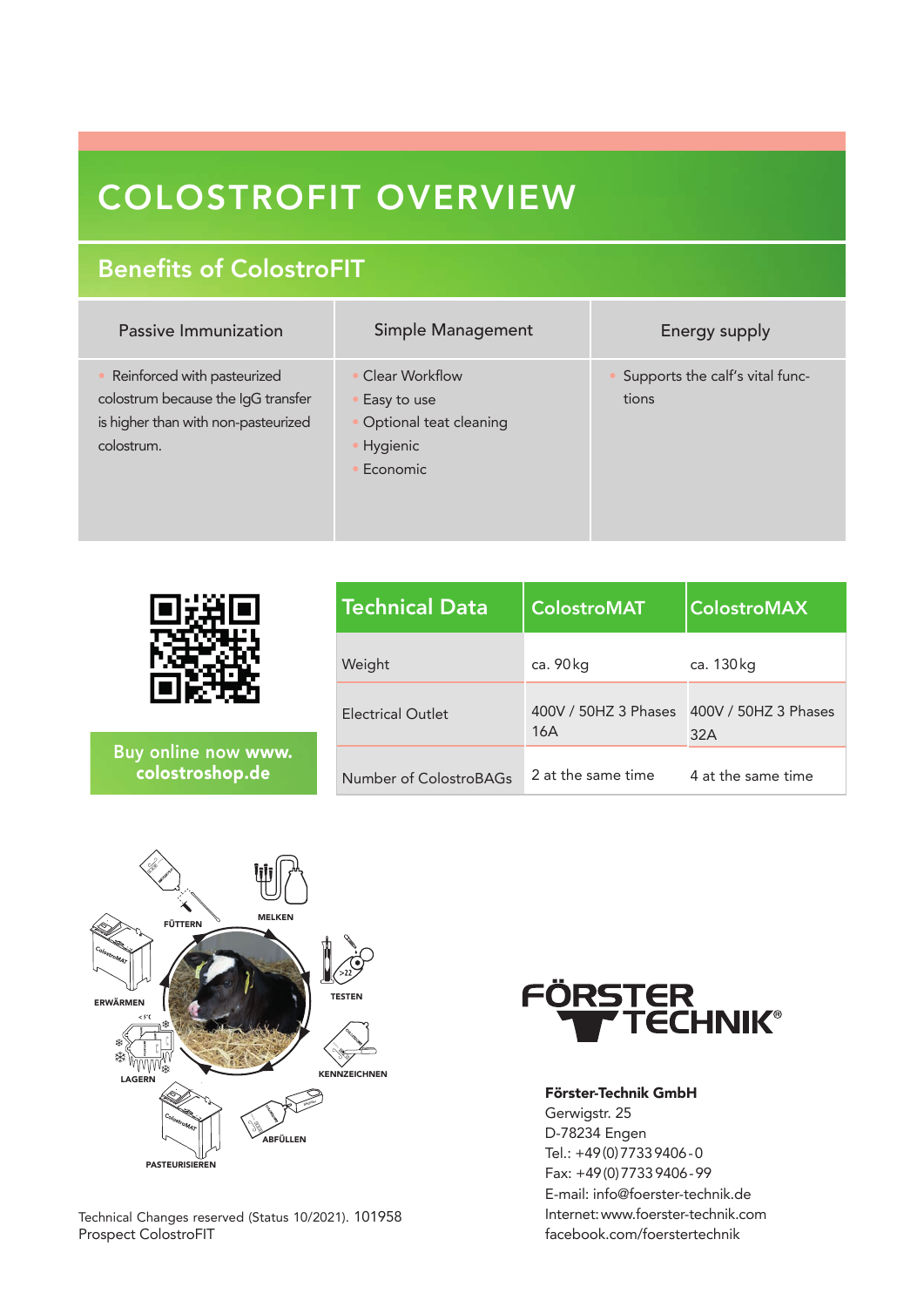# COLOSTROFIT OVERVIEW

## Benefits of ColostroFIT

| Passive Immunization | Simple Management | Energy supply |
|---|---|---|
| • Reinforced with pasteurized colostrum because the IgG transfer is higher than with non-pasteurized colostrum. | • Clear Workflow<br>• Easy to use<br>• Optional teat cleaning<br>• Hygienic<br>• Economic | • Supports the calf's vital functions |

Buy online now **www.colostroshop.de**

| Technical Data | ColostroMAT | ColostroMAX |
|---|---|---|
| Weight | ca. 90 kg | ca. 130 kg |
| Electrical Outlet | 400V / 50HZ 3 Phases 16A | 400V / 50HZ 3 Phases 32A |
| Number of ColostroBAGs | 2 at the same time | 4 at the same time |

FÜTTERN
MELKEN
TESTEN
KENNZEICHNEN
ABFÜLLEN
PASTEURISIEREN
LAGERN
ERWÄRMEN

FÖRSTER TECHNIK®

**Förster-Technik GmbH**
Gerwigstr. 25
D-78234 Engen
Tel.: +49 (0) 7733 9406 - 0
Fax: +49 (0) 7733 9406 - 99
E-mail: info@foerster-technik.de
Internet: www.foerster-technik.com
facebook.com/foerstertechnik

Technical Changes reserved (Status 10/2021). 101958
Prospect ColostroFIT